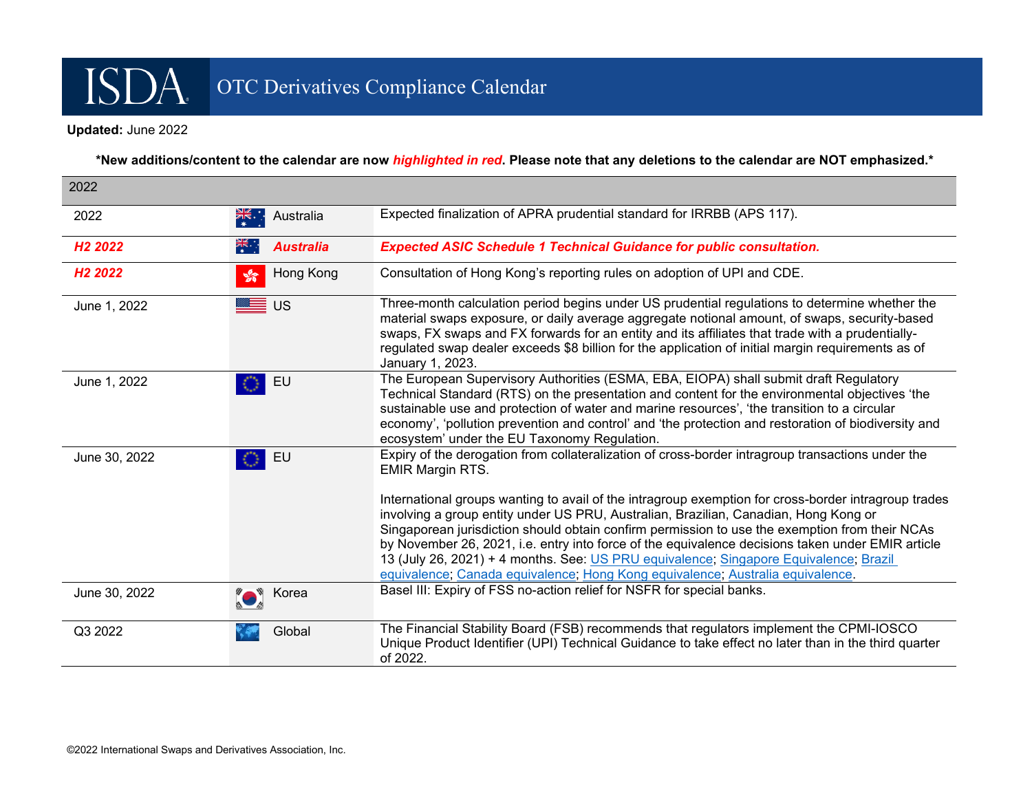# ISDA OTC Derivatives Compliance Calendar

**Updated:** June 2022

**\*New additions/content to the calendar are now *highlighted in red*. Please note that any deletions to the calendar are NOT emphasized.\***

| 2022 | | |
|---|---|---|
| 2022 | Australia | Expected finalization of APRA prudential standard for IRRBB (APS 117). |
| ***H2 2022*** | ***Australia*** | ***Expected ASIC Schedule 1 Technical Guidance for public consultation.*** |
| ***H2 2022*** | Hong Kong | Consultation of Hong Kong's reporting rules on adoption of UPI and CDE. |
| June 1, 2022 | US | Three-month calculation period begins under US prudential regulations to determine whether the material swaps exposure, or daily average aggregate notional amount, of swaps, security-based swaps, FX swaps and FX forwards for an entity and its affiliates that trade with a prudentially-regulated swap dealer exceeds $8 billion for the application of initial margin requirements as of January 1, 2023. |
| June 1, 2022 | EU | The European Supervisory Authorities (ESMA, EBA, EIOPA) shall submit draft Regulatory Technical Standard (RTS) on the presentation and content for the environmental objectives 'the sustainable use and protection of water and marine resources', 'the transition to a circular economy', 'pollution prevention and control' and 'the protection and restoration of biodiversity and ecosystem' under the EU Taxonomy Regulation. |
| June 30, 2022 | EU | Expiry of the derogation from collateralization of cross-border intragroup transactions under the EMIR Margin RTS.<br><br>International groups wanting to avail of the intragroup exemption for cross-border intragroup trades involving a group entity under US PRU, Australian, Brazilian, Canadian, Hong Kong or Singaporean jurisdiction should obtain confirm permission to use the exemption from their NCAs by November 26, 2021, i.e. entry into force of the equivalence decisions taken under EMIR article 13 (July 26, 2021) + 4 months. See: US PRU equivalence; Singapore Equivalence; Brazil equivalence; Canada equivalence; Hong Kong equivalence; Australia equivalence. |
| June 30, 2022 | Korea | Basel III: Expiry of FSS no-action relief for NSFR for special banks. |
| Q3 2022 | Global | The Financial Stability Board (FSB) recommends that regulators implement the CPMI-IOSCO Unique Product Identifier (UPI) Technical Guidance to take effect no later than in the third quarter of 2022. |

©2022 International Swaps and Derivatives Association, Inc.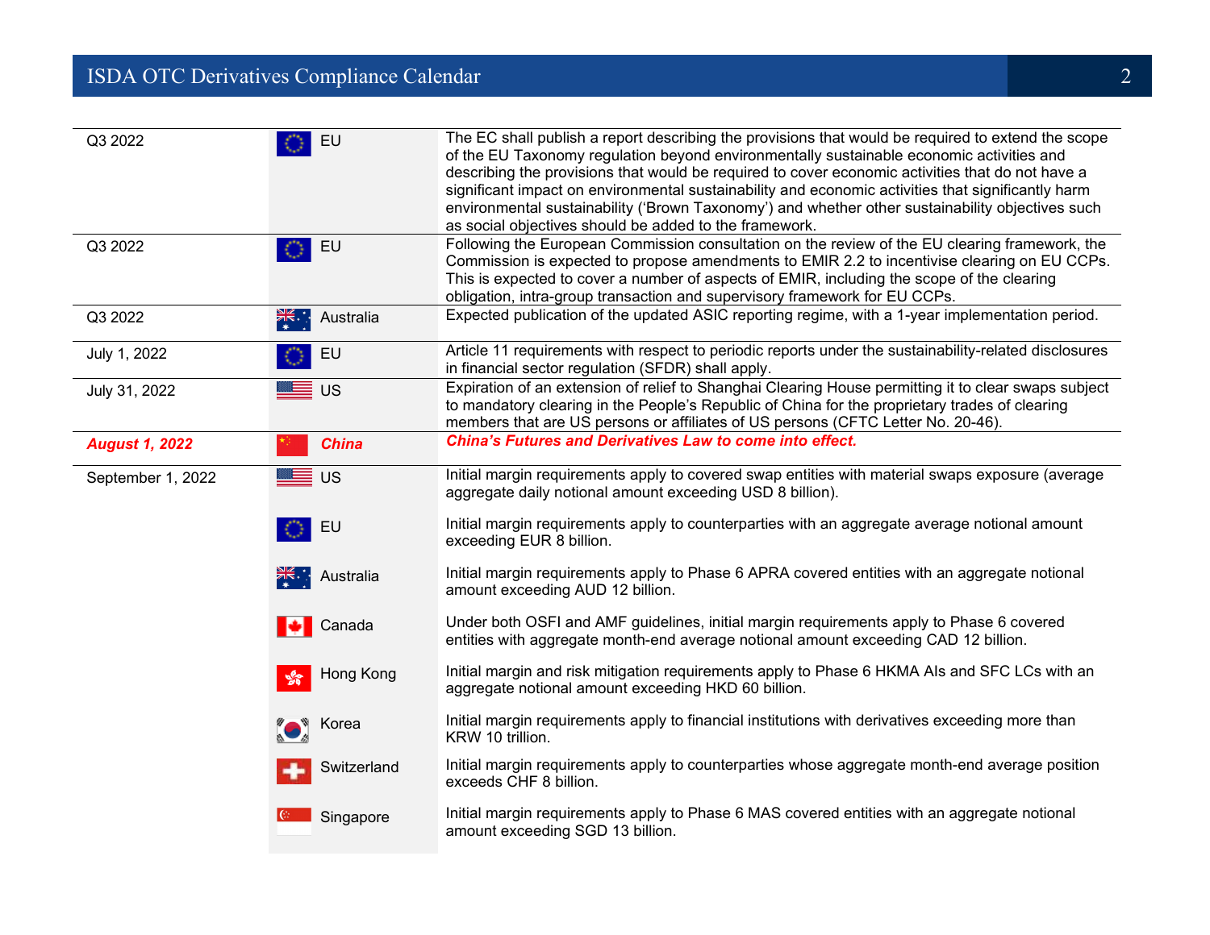| Date | Jurisdiction | Description |
|---|---|---|
| Q3 2022 | EU | The EC shall publish a report describing the provisions that would be required to extend the scope of the EU Taxonomy regulation beyond environmentally sustainable economic activities and describing the provisions that would be required to cover economic activities that do not have a significant impact on environmental sustainability and economic activities that significantly harm environmental sustainability ('Brown Taxonomy') and whether other sustainability objectives such as social objectives should be added to the framework. |
| Q3 2022 | EU | Following the European Commission consultation on the review of the EU clearing framework, the Commission is expected to propose amendments to EMIR 2.2 to incentivise clearing on EU CCPs. This is expected to cover a number of aspects of EMIR, including the scope of the clearing obligation, intra-group transaction and supervisory framework for EU CCPs. |
| Q3 2022 | Australia | Expected publication of the updated ASIC reporting regime, with a 1-year implementation period. |
| July 1, 2022 | EU | Article 11 requirements with respect to periodic reports under the sustainability-related disclosures in financial sector regulation (SFDR) shall apply. |
| July 31, 2022 | US | Expiration of an extension of relief to Shanghai Clearing House permitting it to clear swaps subject to mandatory clearing in the People's Republic of China for the proprietary trades of clearing members that are US persons or affiliates of US persons (CFTC Letter No. 20-46). |
| ***August 1, 2022*** | ***China*** | ***China's Futures and Derivatives Law to come into effect.*** |
| September 1, 2022 | US | Initial margin requirements apply to covered swap entities with material swaps exposure (average aggregate daily notional amount exceeding USD 8 billion). |
| | EU | Initial margin requirements apply to counterparties with an aggregate average notional amount exceeding EUR 8 billion. |
| | Australia | Initial margin requirements apply to Phase 6 APRA covered entities with an aggregate notional amount exceeding AUD 12 billion. |
| | Canada | Under both OSFI and AMF guidelines, initial margin requirements apply to Phase 6 covered entities with aggregate month-end average notional amount exceeding CAD 12 billion. |
| | Hong Kong | Initial margin and risk mitigation requirements apply to Phase 6 HKMA AIs and SFC LCs with an aggregate notional amount exceeding HKD 60 billion. |
| | Korea | Initial margin requirements apply to financial institutions with derivatives exceeding more than KRW 10 trillion. |
| | Switzerland | Initial margin requirements apply to counterparties whose aggregate month-end average position exceeds CHF 8 billion. |
| | Singapore | Initial margin requirements apply to Phase 6 MAS covered entities with an aggregate notional amount exceeding SGD 13 billion. |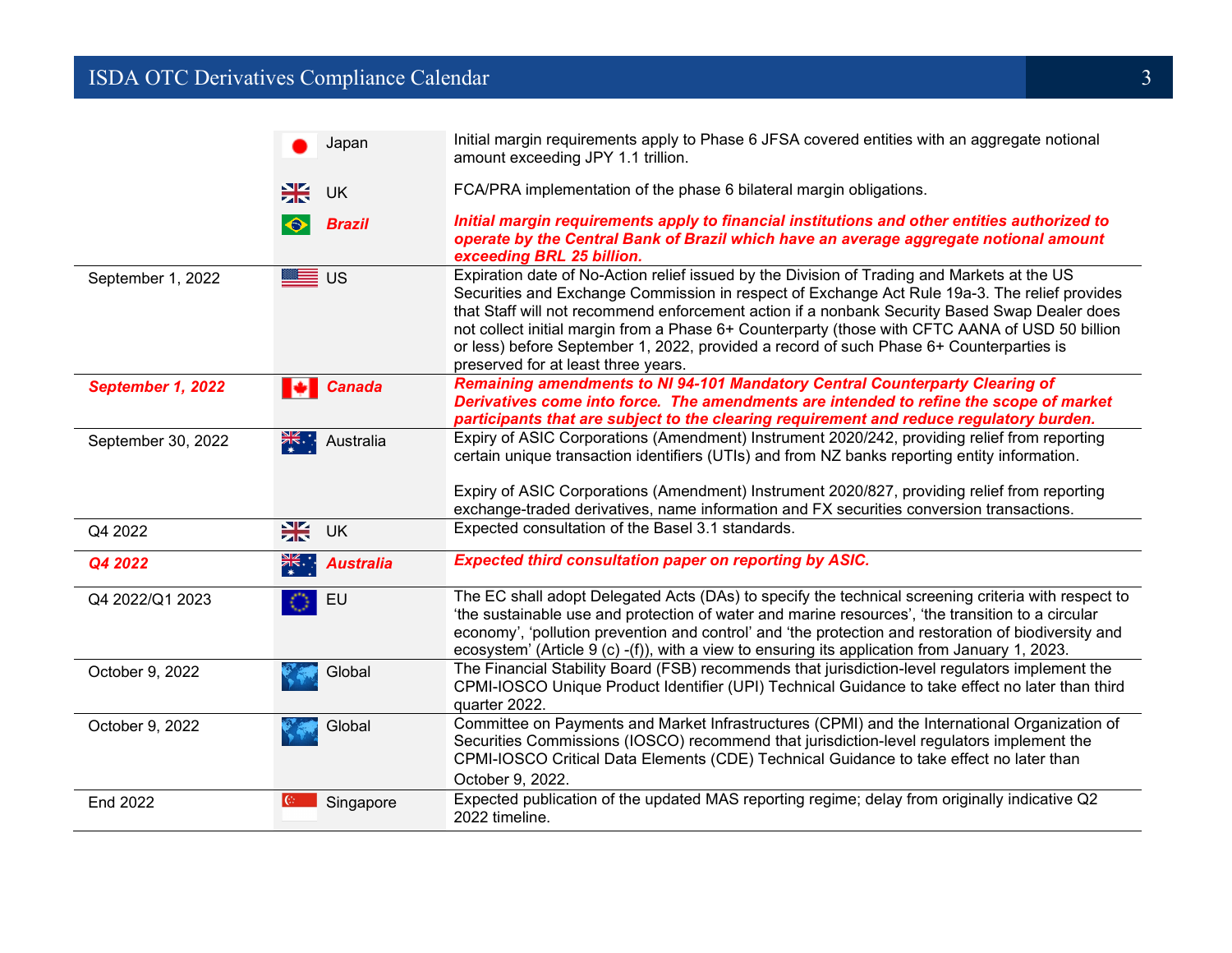| | | |
|---|---|---|
| | Japan | Initial margin requirements apply to Phase 6 JFSA covered entities with an aggregate notional amount exceeding JPY 1.1 trillion. |
| | UK | FCA/PRA implementation of the phase 6 bilateral margin obligations. |
| | ***Brazil*** | ***Initial margin requirements apply to financial institutions and other entities authorized to operate by the Central Bank of Brazil which have an average aggregate notional amount exceeding BRL 25 billion.*** |
| September 1, 2022 | US | Expiration date of No-Action relief issued by the Division of Trading and Markets at the US Securities and Exchange Commission in respect of Exchange Act Rule 19a-3. The relief provides that Staff will not recommend enforcement action if a nonbank Security Based Swap Dealer does not collect initial margin from a Phase 6+ Counterparty (those with CFTC AANA of USD 50 billion or less) before September 1, 2022, provided a record of such Phase 6+ Counterparties is preserved for at least three years. |
| ***September 1, 2022*** | ***Canada*** | ***Remaining amendments to NI 94-101 Mandatory Central Counterparty Clearing of Derivatives come into force. The amendments are intended to refine the scope of market participants that are subject to the clearing requirement and reduce regulatory burden.*** |
| September 30, 2022 | Australia | Expiry of ASIC Corporations (Amendment) Instrument 2020/242, providing relief from reporting certain unique transaction identifiers (UTIs) and from NZ banks reporting entity information.<br><br>Expiry of ASIC Corporations (Amendment) Instrument 2020/827, providing relief from reporting exchange-traded derivatives, name information and FX securities conversion transactions. |
| Q4 2022 | UK | Expected consultation of the Basel 3.1 standards. |
| ***Q4 2022*** | ***Australia*** | ***Expected third consultation paper on reporting by ASIC.*** |
| Q4 2022/Q1 2023 | EU | The EC shall adopt Delegated Acts (DAs) to specify the technical screening criteria with respect to 'the sustainable use and protection of water and marine resources', 'the transition to a circular economy', 'pollution prevention and control' and 'the protection and restoration of biodiversity and ecosystem' (Article 9 (c) -(f)), with a view to ensuring its application from January 1, 2023. |
| October 9, 2022 | Global | The Financial Stability Board (FSB) recommends that jurisdiction-level regulators implement the CPMI-IOSCO Unique Product Identifier (UPI) Technical Guidance to take effect no later than third quarter 2022. |
| October 9, 2022 | Global | Committee on Payments and Market Infrastructures (CPMI) and the International Organization of Securities Commissions (IOSCO) recommend that jurisdiction-level regulators implement the CPMI-IOSCO Critical Data Elements (CDE) Technical Guidance to take effect no later than October 9, 2022. |
| End 2022 | Singapore | Expected publication of the updated MAS reporting regime; delay from originally indicative Q2 2022 timeline. |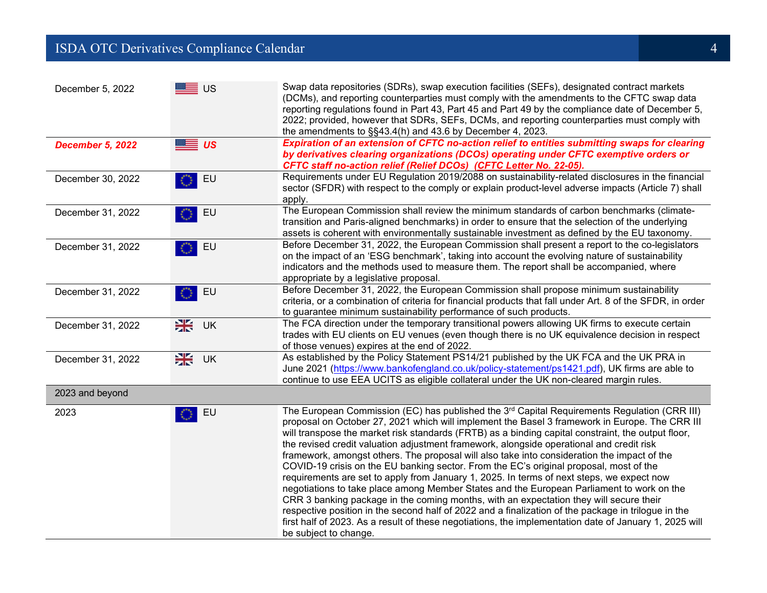| | | |
|---|---|---|
| December 5, 2022 | US | Swap data repositories (SDRs), swap execution facilities (SEFs), designated contract markets (DCMs), and reporting counterparties must comply with the amendments to the CFTC swap data reporting regulations found in Part 43, Part 45 and Part 49 by the compliance date of December 5, 2022; provided, however that SDRs, SEFs, DCMs, and reporting counterparties must comply with the amendments to §§43.4(h) and 43.6 by December 4, 2023. |
| ***December 5, 2022*** | ***US*** | ***Expiration of an extension of CFTC no-action relief to entities submitting swaps for clearing by derivatives clearing organizations (DCOs) operating under CFTC exemptive orders or CFTC staff no-action relief (Relief DCOs) (CFTC Letter No. 22-05).*** |
| December 30, 2022 | EU | Requirements under EU Regulation 2019/2088 on sustainability-related disclosures in the financial sector (SFDR) with respect to the comply or explain product-level adverse impacts (Article 7) shall apply. |
| December 31, 2022 | EU | The European Commission shall review the minimum standards of carbon benchmarks (climate-transition and Paris-aligned benchmarks) in order to ensure that the selection of the underlying assets is coherent with environmentally sustainable investment as defined by the EU taxonomy. |
| December 31, 2022 | EU | Before December 31, 2022, the European Commission shall present a report to the co-legislators on the impact of an 'ESG benchmark', taking into account the evolving nature of sustainability indicators and the methods used to measure them. The report shall be accompanied, where appropriate by a legislative proposal. |
| December 31, 2022 | EU | Before December 31, 2022, the European Commission shall propose minimum sustainability criteria, or a combination of criteria for financial products that fall under Art. 8 of the SFDR, in order to guarantee minimum sustainability performance of such products. |
| December 31, 2022 | UK | The FCA direction under the temporary transitional powers allowing UK firms to execute certain trades with EU clients on EU venues (even though there is no UK equivalence decision in respect of those venues) expires at the end of 2022. |
| December 31, 2022 | UK | As established by the Policy Statement PS14/21 published by the UK FCA and the UK PRA in June 2021 (https://www.bankofengland.co.uk/policy-statement/ps1421.pdf), UK firms are able to continue to use EEA UCITS as eligible collateral under the UK non-cleared margin rules. |
| 2023 and beyond | | |
| 2023 | EU | The European Commission (EC) has published the 3rd Capital Requirements Regulation (CRR III) proposal on October 27, 2021 which will implement the Basel 3 framework in Europe. The CRR III will transpose the market risk standards (FRTB) as a binding capital constraint, the output floor, the revised credit valuation adjustment framework, alongside operational and credit risk framework, amongst others. The proposal will also take into consideration the impact of the COVID-19 crisis on the EU banking sector. From the EC's original proposal, most of the requirements are set to apply from January 1, 2025. In terms of next steps, we expect now negotiations to take place among Member States and the European Parliament to work on the CRR 3 banking package in the coming months, with an expectation they will secure their respective position in the second half of 2022 and a finalization of the package in trilogue in the first half of 2023. As a result of these negotiations, the implementation date of January 1, 2025 will be subject to change. |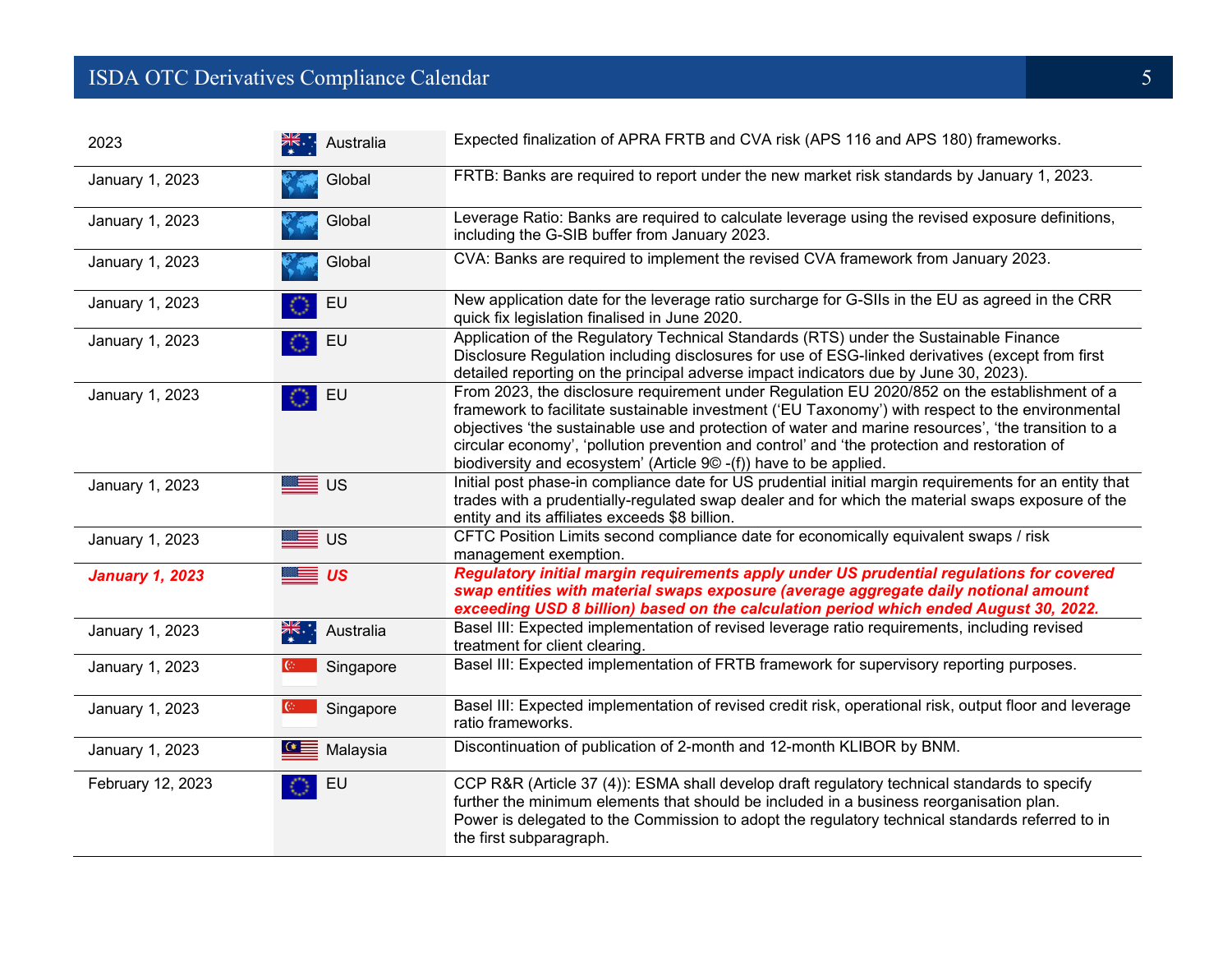| | | |
|---|---|---|
| 2023 | Australia | Expected finalization of APRA FRTB and CVA risk (APS 116 and APS 180) frameworks. |
| January 1, 2023 | Global | FRTB: Banks are required to report under the new market risk standards by January 1, 2023. |
| January 1, 2023 | Global | Leverage Ratio: Banks are required to calculate leverage using the revised exposure definitions, including the G-SIB buffer from January 2023. |
| January 1, 2023 | Global | CVA: Banks are required to implement the revised CVA framework from January 2023. |
| January 1, 2023 | EU | New application date for the leverage ratio surcharge for G-SIIs in the EU as agreed in the CRR quick fix legislation finalised in June 2020. |
| January 1, 2023 | EU | Application of the Regulatory Technical Standards (RTS) under the Sustainable Finance Disclosure Regulation including disclosures for use of ESG-linked derivatives (except from first detailed reporting on the principal adverse impact indicators due by June 30, 2023). |
| January 1, 2023 | EU | From 2023, the disclosure requirement under Regulation EU 2020/852 on the establishment of a framework to facilitate sustainable investment ('EU Taxonomy') with respect to the environmental objectives 'the sustainable use and protection of water and marine resources', 'the transition to a circular economy', 'pollution prevention and control' and 'the protection and restoration of biodiversity and ecosystem' (Article 9© -(f)) have to be applied. |
| January 1, 2023 | US | Initial post phase-in compliance date for US prudential initial margin requirements for an entity that trades with a prudentially-regulated swap dealer and for which the material swaps exposure of the entity and its affiliates exceeds $8 billion. |
| January 1, 2023 | US | CFTC Position Limits second compliance date for economically equivalent swaps / risk management exemption. |
| ***January 1, 2023*** | ***US*** | ***Regulatory initial margin requirements apply under US prudential regulations for covered swap entities with material swaps exposure (average aggregate daily notional amount exceeding USD 8 billion) based on the calculation period which ended August 30, 2022.*** |
| January 1, 2023 | Australia | Basel III: Expected implementation of revised leverage ratio requirements, including revised treatment for client clearing. |
| January 1, 2023 | Singapore | Basel III: Expected implementation of FRTB framework for supervisory reporting purposes. |
| January 1, 2023 | Singapore | Basel III: Expected implementation of revised credit risk, operational risk, output floor and leverage ratio frameworks. |
| January 1, 2023 | Malaysia | Discontinuation of publication of 2-month and 12-month KLIBOR by BNM. |
| February 12, 2023 | EU | CCP R&R (Article 37 (4)): ESMA shall develop draft regulatory technical standards to specify further the minimum elements that should be included in a business reorganisation plan.<br>Power is delegated to the Commission to adopt the regulatory technical standards referred to in the first subparagraph. |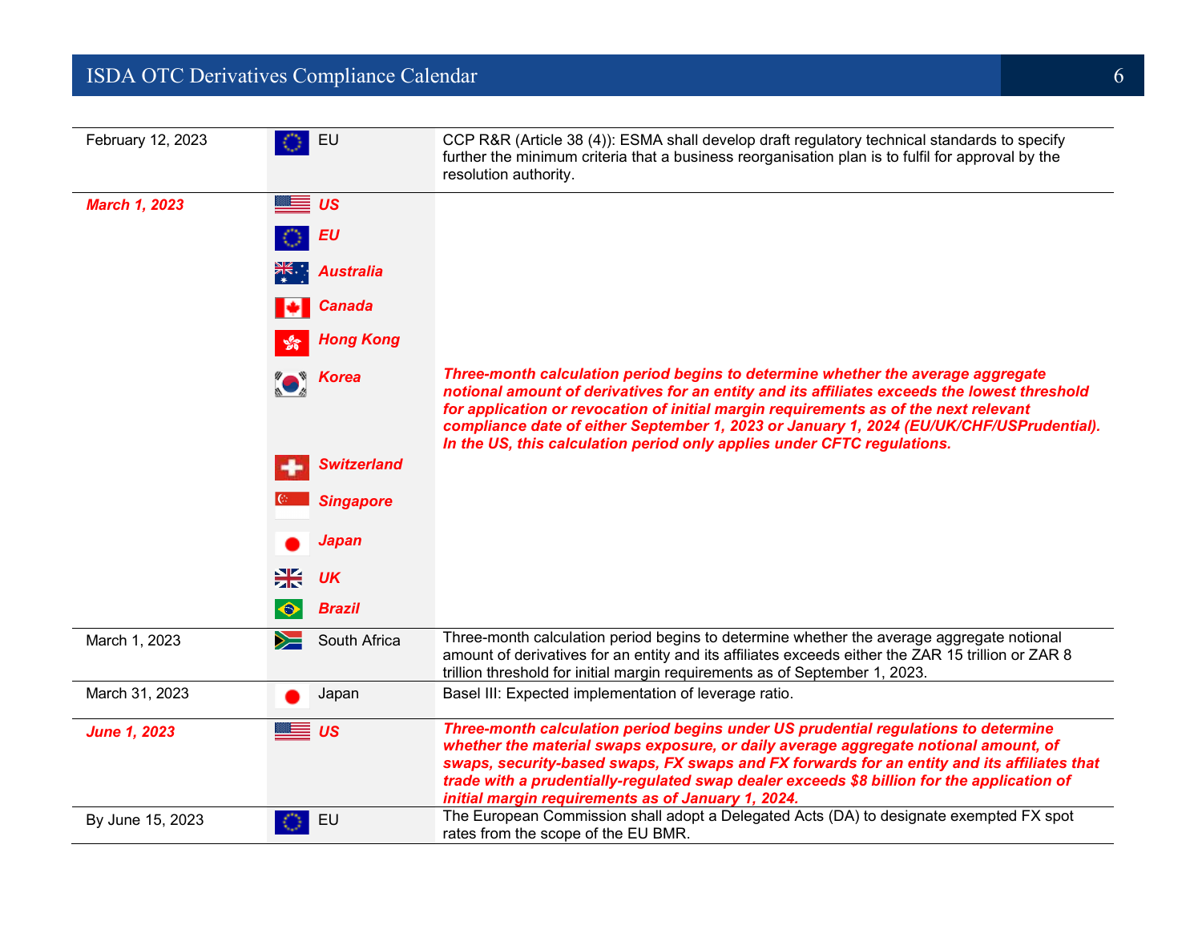| Date | Jurisdiction | Description |
|---|---|---|
| February 12, 2023 | EU | CCP R&R (Article 38 (4)): ESMA shall develop draft regulatory technical standards to specify further the minimum criteria that a business reorganisation plan is to fulfil for approval by the resolution authority. |
| ***March 1, 2023*** | ***US, EU, Australia, Canada, Hong Kong, Korea, Switzerland, Singapore, Japan, UK, Brazil*** | ***Three-month calculation period begins to determine whether the average aggregate notional amount of derivatives for an entity and its affiliates exceeds the lowest threshold for application or revocation of initial margin requirements as of the next relevant compliance date of either September 1, 2023 or January 1, 2024 (EU/UK/CHF/USPrudential). In the US, this calculation period only applies under CFTC regulations.*** |
| March 1, 2023 | South Africa | Three-month calculation period begins to determine whether the average aggregate notional amount of derivatives for an entity and its affiliates exceeds either the ZAR 15 trillion or ZAR 8 trillion threshold for initial margin requirements as of September 1, 2023. |
| March 31, 2023 | Japan | Basel III: Expected implementation of leverage ratio. |
| ***June 1, 2023*** | ***US*** | ***Three-month calculation period begins under US prudential regulations to determine whether the material swaps exposure, or daily average aggregate notional amount, of swaps, security-based swaps, FX swaps and FX forwards for an entity and its affiliates that trade with a prudentially-regulated swap dealer exceeds $8 billion for the application of initial margin requirements as of January 1, 2024.*** |
| By June 15, 2023 | EU | The European Commission shall adopt a Delegated Acts (DA) to designate exempted FX spot rates from the scope of the EU BMR. |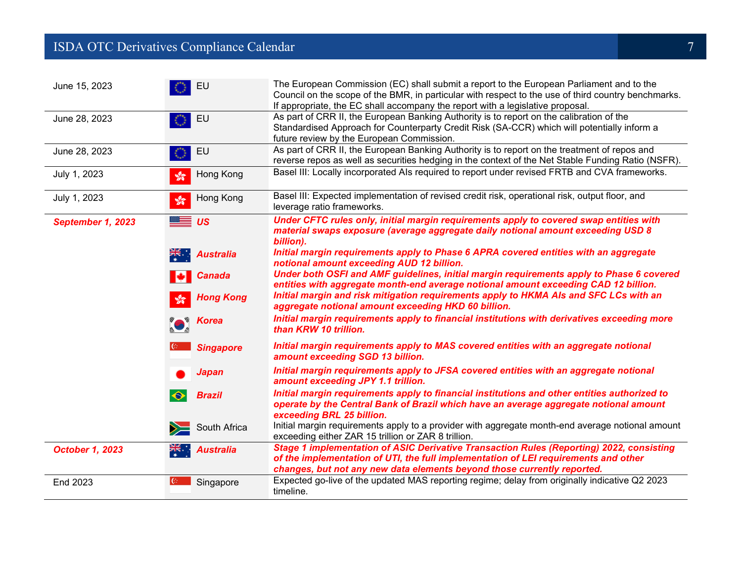| Date | Jurisdiction | Description |
| --- | --- | --- |
| June 15, 2023 | EU | The European Commission (EC) shall submit a report to the European Parliament and to the Council on the scope of the BMR, in particular with respect to the use of third country benchmarks. If appropriate, the EC shall accompany the report with a legislative proposal. |
| June 28, 2023 | EU | As part of CRR II, the European Banking Authority is to report on the calibration of the Standardised Approach for Counterparty Credit Risk (SA-CCR) which will potentially inform a future review by the European Commission. |
| June 28, 2023 | EU | As part of CRR II, the European Banking Authority is to report on the treatment of repos and reverse repos as well as securities hedging in the context of the Net Stable Funding Ratio (NSFR). |
| July 1, 2023 | Hong Kong | Basel III: Locally incorporated AIs required to report under revised FRTB and CVA frameworks. |
| July 1, 2023 | Hong Kong | Basel III: Expected implementation of revised credit risk, operational risk, output floor, and leverage ratio frameworks. |
| ***September 1, 2023*** | ***US*** | ***Under CFTC rules only, initial margin requirements apply to covered swap entities with material swaps exposure (average aggregate daily notional amount exceeding USD 8 billion).*** |
| | ***Australia*** | ***Initial margin requirements apply to Phase 6 APRA covered entities with an aggregate notional amount exceeding AUD 12 billion.*** |
| | ***Canada*** | ***Under both OSFI and AMF guidelines, initial margin requirements apply to Phase 6 covered entities with aggregate month-end average notional amount exceeding CAD 12 billion.*** |
| | ***Hong Kong*** | ***Initial margin and risk mitigation requirements apply to HKMA AIs and SFC LCs with an aggregate notional amount exceeding HKD 60 billion.*** |
| | ***Korea*** | ***Initial margin requirements apply to financial institutions with derivatives exceeding more than KRW 10 trillion.*** |
| | ***Singapore*** | ***Initial margin requirements apply to MAS covered entities with an aggregate notional amount exceeding SGD 13 billion.*** |
| | ***Japan*** | ***Initial margin requirements apply to JFSA covered entities with an aggregate notional amount exceeding JPY 1.1 trillion.*** |
| | ***Brazil*** | ***Initial margin requirements apply to financial institutions and other entities authorized to operate by the Central Bank of Brazil which have an average aggregate notional amount exceeding BRL 25 billion.*** |
| | South Africa | Initial margin requirements apply to a provider with aggregate month-end average notional amount exceeding either ZAR 15 trillion or ZAR 8 trillion. |
| ***October 1, 2023*** | ***Australia*** | ***Stage 1 implementation of ASIC Derivative Transaction Rules (Reporting) 2022, consisting of the implementation of UTI, the full implementation of LEI requirements and other changes, but not any new data elements beyond those currently reported.*** |
| End 2023 | Singapore | Expected go-live of the updated MAS reporting regime; delay from originally indicative Q2 2023 timeline. |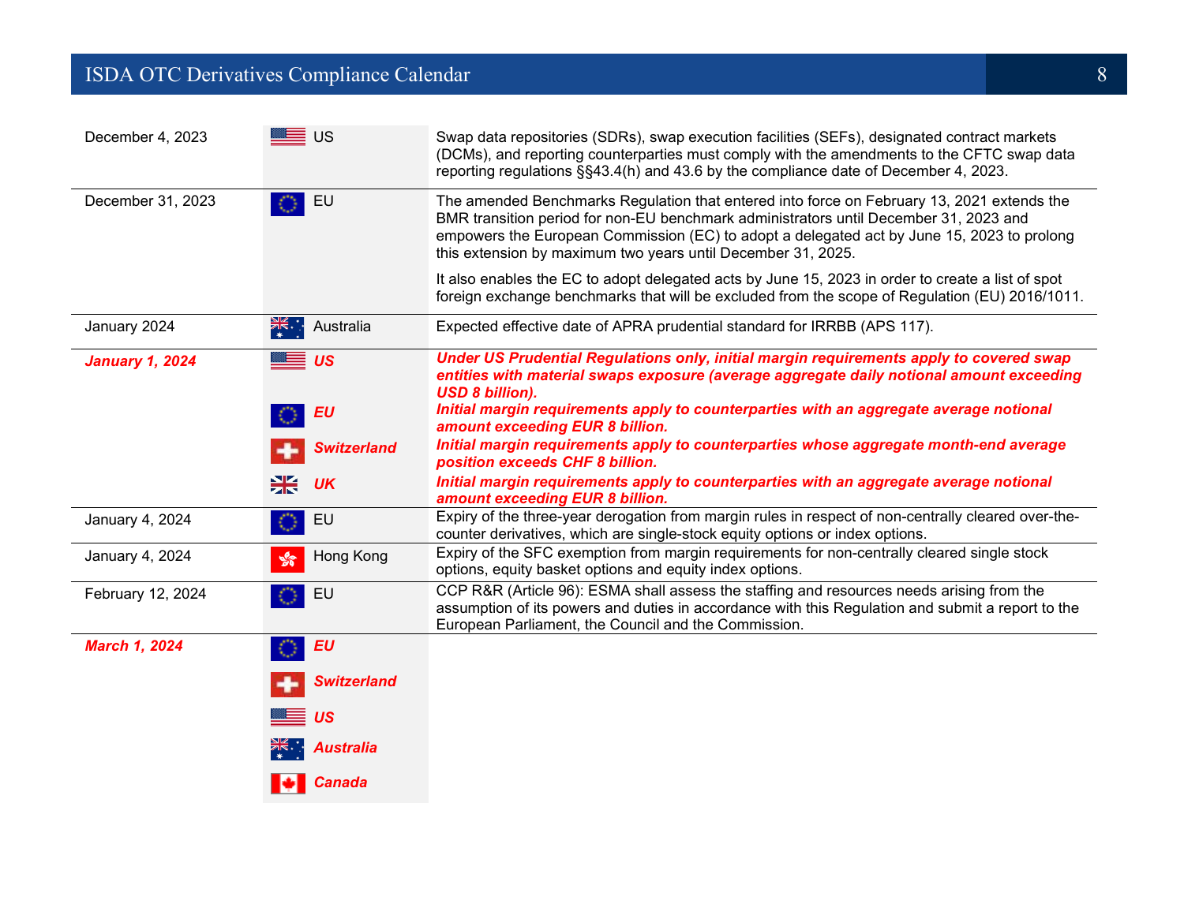| Date | Jurisdiction | Description |
|---|---|---|
| December 4, 2023 | US | Swap data repositories (SDRs), swap execution facilities (SEFs), designated contract markets (DCMs), and reporting counterparties must comply with the amendments to the CFTC swap data reporting regulations §§43.4(h) and 43.6 by the compliance date of December 4, 2023. |
| December 31, 2023 | EU | The amended Benchmarks Regulation that entered into force on February 13, 2021 extends the BMR transition period for non-EU benchmark administrators until December 31, 2023 and empowers the European Commission (EC) to adopt a delegated act by June 15, 2023 to prolong this extension by maximum two years until December 31, 2025.<br><br>It also enables the EC to adopt delegated acts by June 15, 2023 in order to create a list of spot foreign exchange benchmarks that will be excluded from the scope of Regulation (EU) 2016/1011. |
| January 2024 | Australia | Expected effective date of APRA prudential standard for IRRBB (APS 117). |
| ***January 1, 2024*** | ***US*** | ***Under US Prudential Regulations only, initial margin requirements apply to covered swap entities with material swaps exposure (average aggregate daily notional amount exceeding USD 8 billion).*** |
| | ***EU*** | ***Initial margin requirements apply to counterparties with an aggregate average notional amount exceeding EUR 8 billion.*** |
| | ***Switzerland*** | ***Initial margin requirements apply to counterparties whose aggregate month-end average position exceeds CHF 8 billion.*** |
| | ***UK*** | ***Initial margin requirements apply to counterparties with an aggregate average notional amount exceeding EUR 8 billion.*** |
| January 4, 2024 | EU | Expiry of the three-year derogation from margin rules in respect of non-centrally cleared over-the-counter derivatives, which are single-stock equity options or index options. |
| January 4, 2024 | Hong Kong | Expiry of the SFC exemption from margin requirements for non-centrally cleared single stock options, equity basket options and equity index options. |
| February 12, 2024 | EU | CCP R&R (Article 96): ESMA shall assess the staffing and resources needs arising from the assumption of its powers and duties in accordance with this Regulation and submit a report to the European Parliament, the Council and the Commission. |
| ***March 1, 2024*** | ***EU*** | |
| | ***Switzerland*** | |
| | ***US*** | |
| | ***Australia*** | |
| | ***Canada*** | |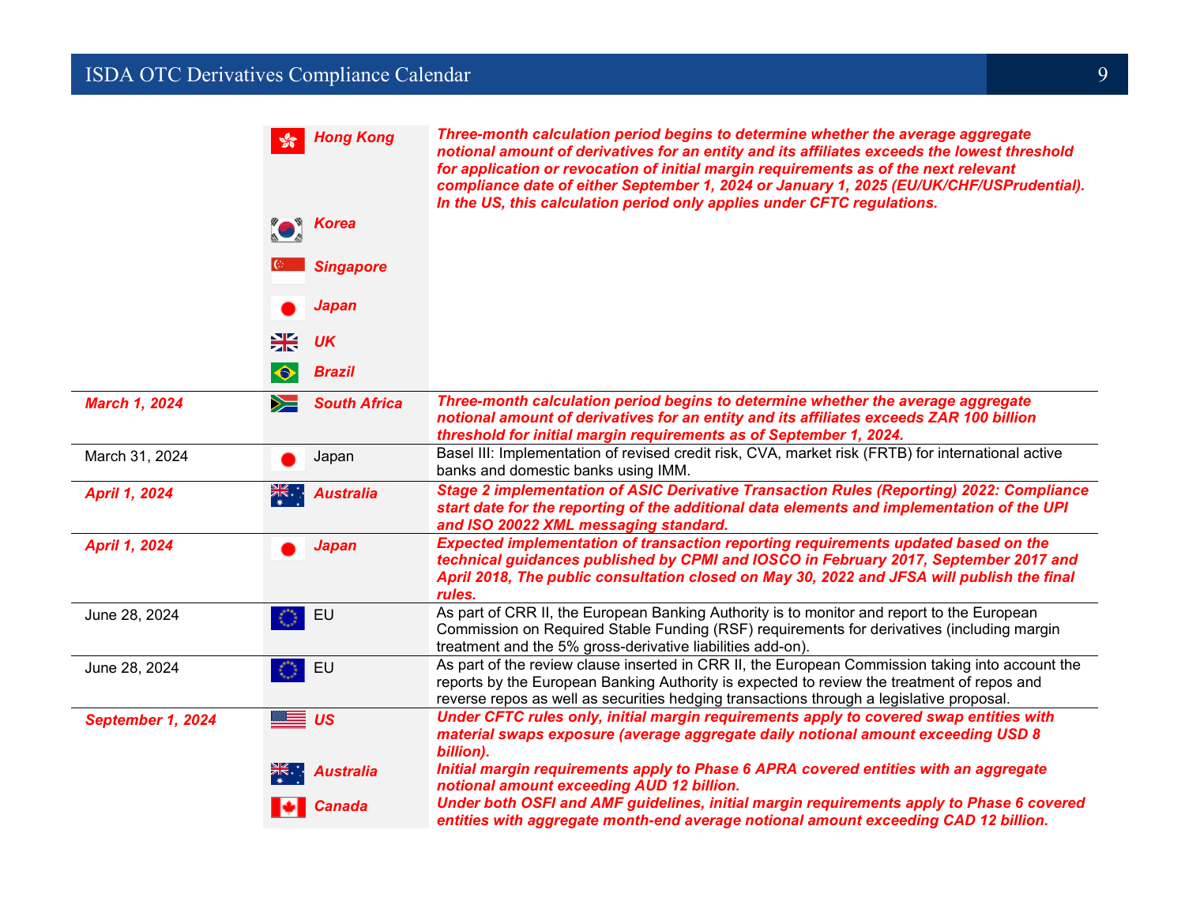| Date | Jurisdiction | Description |
|---|---|---|
| | ***Hong Kong*** | ***Three-month calculation period begins to determine whether the average aggregate notional amount of derivatives for an entity and its affiliates exceeds the lowest threshold for application or revocation of initial margin requirements as of the next relevant compliance date of either September 1, 2024 or January 1, 2025 (EU/UK/CHF/USPrudential). In the US, this calculation period only applies under CFTC regulations.*** |
| | ***Korea*** | |
| | ***Singapore*** | |
| | ***Japan*** | |
| | ***UK*** | |
| | ***Brazil*** | |
| ***March 1, 2024*** | ***South Africa*** | ***Three-month calculation period begins to determine whether the average aggregate notional amount of derivatives for an entity and its affiliates exceeds ZAR 100 billion threshold for initial margin requirements as of September 1, 2024.*** |
| March 31, 2024 | Japan | Basel III: Implementation of revised credit risk, CVA, market risk (FRTB) for international active banks and domestic banks using IMM. |
| ***April 1, 2024*** | ***Australia*** | ***Stage 2 implementation of ASIC Derivative Transaction Rules (Reporting) 2022: Compliance start date for the reporting of the additional data elements and implementation of the UPI and ISO 20022 XML messaging standard.*** |
| ***April 1, 2024*** | ***Japan*** | ***Expected implementation of transaction reporting requirements updated based on the technical guidances published by CPMI and IOSCO in February 2017, September 2017 and April 2018, The public consultation closed on May 30, 2022 and JFSA will publish the final rules.*** |
| June 28, 2024 | EU | As part of CRR II, the European Banking Authority is to monitor and report to the European Commission on Required Stable Funding (RSF) requirements for derivatives (including margin treatment and the 5% gross-derivative liabilities add-on). |
| June 28, 2024 | EU | As part of the review clause inserted in CRR II, the European Commission taking into account the reports by the European Banking Authority is expected to review the treatment of repos and reverse repos as well as securities hedging transactions through a legislative proposal. |
| ***September 1, 2024*** | ***US*** | ***Under CFTC rules only, initial margin requirements apply to covered swap entities with material swaps exposure (average aggregate daily notional amount exceeding USD 8 billion).*** |
| | ***Australia*** | ***Initial margin requirements apply to Phase 6 APRA covered entities with an aggregate notional amount exceeding AUD 12 billion.*** |
| | ***Canada*** | ***Under both OSFI and AMF guidelines, initial margin requirements apply to Phase 6 covered entities with aggregate month-end average notional amount exceeding CAD 12 billion.*** |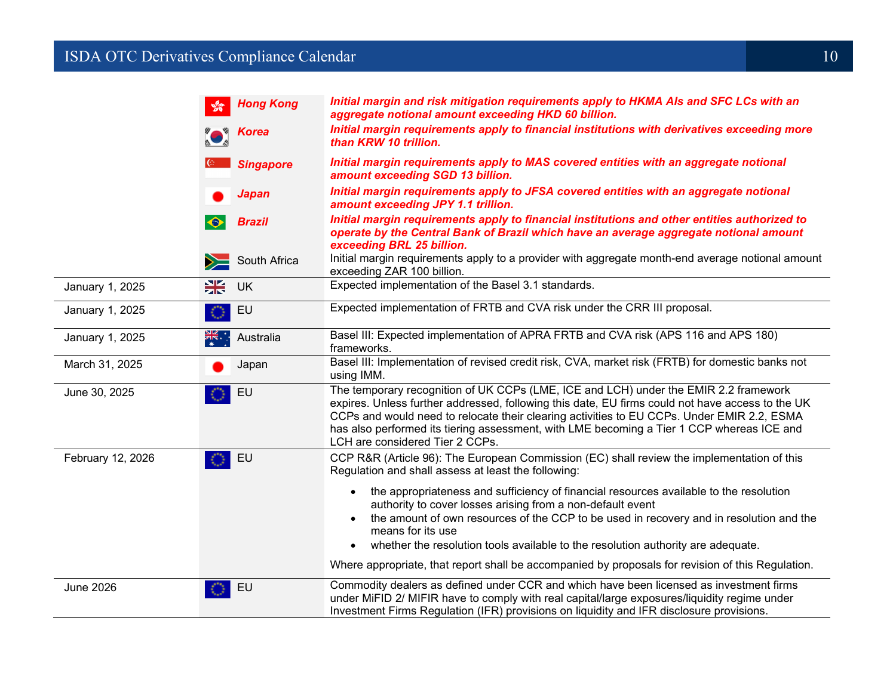| | | |
|---|---|---|
| | ***Hong Kong*** | ***Initial margin and risk mitigation requirements apply to HKMA AIs and SFC LCs with an aggregate notional amount exceeding HKD 60 billion.*** |
| | ***Korea*** | ***Initial margin requirements apply to financial institutions with derivatives exceeding more than KRW 10 trillion.*** |
| | ***Singapore*** | ***Initial margin requirements apply to MAS covered entities with an aggregate notional amount exceeding SGD 13 billion.*** |
| | ***Japan*** | ***Initial margin requirements apply to JFSA covered entities with an aggregate notional amount exceeding JPY 1.1 trillion.*** |
| | ***Brazil*** | ***Initial margin requirements apply to financial institutions and other entities authorized to operate by the Central Bank of Brazil which have an average aggregate notional amount exceeding BRL 25 billion.*** |
| | South Africa | Initial margin requirements apply to a provider with aggregate month-end average notional amount exceeding ZAR 100 billion. |
| January 1, 2025 | UK | Expected implementation of the Basel 3.1 standards. |
| January 1, 2025 | EU | Expected implementation of FRTB and CVA risk under the CRR III proposal. |
| January 1, 2025 | Australia | Basel III: Expected implementation of APRA FRTB and CVA risk (APS 116 and APS 180) frameworks. |
| March 31, 2025 | Japan | Basel III: Implementation of revised credit risk, CVA, market risk (FRTB) for domestic banks not using IMM. |
| June 30, 2025 | EU | The temporary recognition of UK CCPs (LME, ICE and LCH) under the EMIR 2.2 framework expires. Unless further addressed, following this date, EU firms could not have access to the UK CCPs and would need to relocate their clearing activities to EU CCPs. Under EMIR 2.2, ESMA has also performed its tiering assessment, with LME becoming a Tier 1 CCP whereas ICE and LCH are considered Tier 2 CCPs. |
| February 12, 2026 | EU | CCP R&R (Article 96): The European Commission (EC) shall review the implementation of this Regulation and shall assess at least the following:<br>• the appropriateness and sufficiency of financial resources available to the resolution authority to cover losses arising from a non-default event<br>• the amount of own resources of the CCP to be used in recovery and in resolution and the means for its use<br>• whether the resolution tools available to the resolution authority are adequate.<br>Where appropriate, that report shall be accompanied by proposals for revision of this Regulation. |
| June 2026 | EU | Commodity dealers as defined under CCR and which have been licensed as investment firms under MiFID 2/ MIFIR have to comply with real capital/large exposures/liquidity regime under Investment Firms Regulation (IFR) provisions on liquidity and IFR disclosure provisions. |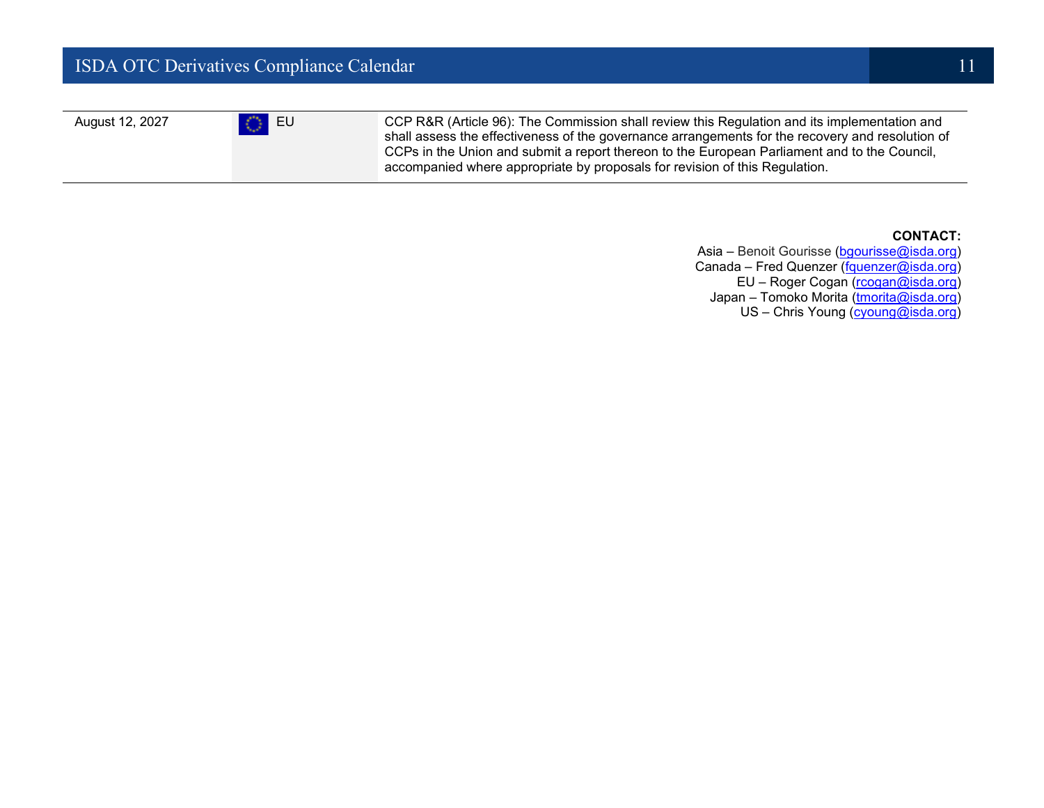| | | |
|---|---|---|
| August 12, 2027 | EU | CCP R&R (Article 96): The Commission shall review this Regulation and its implementation and shall assess the effectiveness of the governance arrangements for the recovery and resolution of CCPs in the Union and submit a report thereon to the European Parliament and to the Council, accompanied where appropriate by proposals for revision of this Regulation. |

**CONTACT:**

Asia – Benoit Gourisse (bgourisse@isda.org)
Canada – Fred Quenzer (fquenzer@isda.org)
EU – Roger Cogan (rcogan@isda.org)
Japan – Tomoko Morita (tmorita@isda.org)
US – Chris Young (cyoung@isda.org)